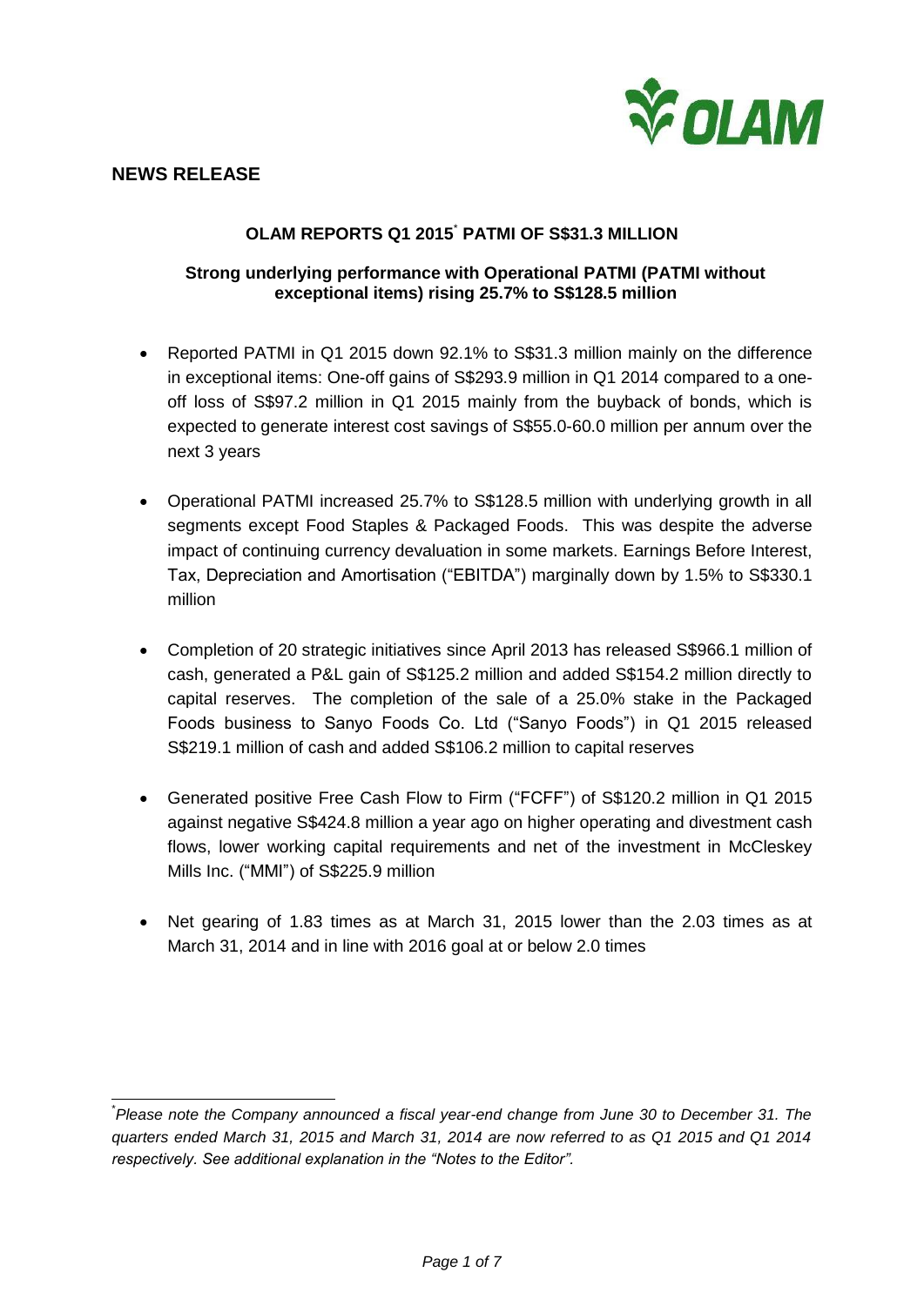## NEWS RELEASE

### OLAM REPORTS Q1 2015* PATMI OF S$31.3 MILLION

**Strong underlying performance with Operational PATMI (PATMI without exceptional items) rising 25.7% to S$128.5 million**

- Reported PATMI in Q1 2015 down 92.1% to S$31.3 million mainly on the difference in exceptional items: One-off gains of S$293.9 million in Q1 2014 compared to a one-off loss of S$97.2 million in Q1 2015 mainly from the buyback of bonds, which is expected to generate interest cost savings of S$55.0-60.0 million per annum over the next 3 years

- Operational PATMI increased 25.7% to S$128.5 million with underlying growth in all segments except Food Staples & Packaged Foods. This was despite the adverse impact of continuing currency devaluation in some markets. Earnings Before Interest, Tax, Depreciation and Amortisation ("EBITDA") marginally down by 1.5% to S$330.1 million

- Completion of 20 strategic initiatives since April 2013 has released S$966.1 million of cash, generated a P&L gain of S$125.2 million and added S$154.2 million directly to capital reserves. The completion of the sale of a 25.0% stake in the Packaged Foods business to Sanyo Foods Co. Ltd ("Sanyo Foods") in Q1 2015 released S$219.1 million of cash and added S$106.2 million to capital reserves

- Generated positive Free Cash Flow to Firm ("FCFF") of S$120.2 million in Q1 2015 against negative S$424.8 million a year ago on higher operating and divestment cash flows, lower working capital requirements and net of the investment in McCleskey Mills Inc. ("MMI") of S$225.9 million

- Net gearing of 1.83 times as at March 31, 2015 lower than the 2.03 times as at March 31, 2014 and in line with 2016 goal at or below 2.0 times

---

*\*Please note the Company announced a fiscal year-end change from June 30 to December 31. The quarters ended March 31, 2015 and March 31, 2014 are now referred to as Q1 2015 and Q1 2014 respectively. See additional explanation in the "Notes to the Editor".*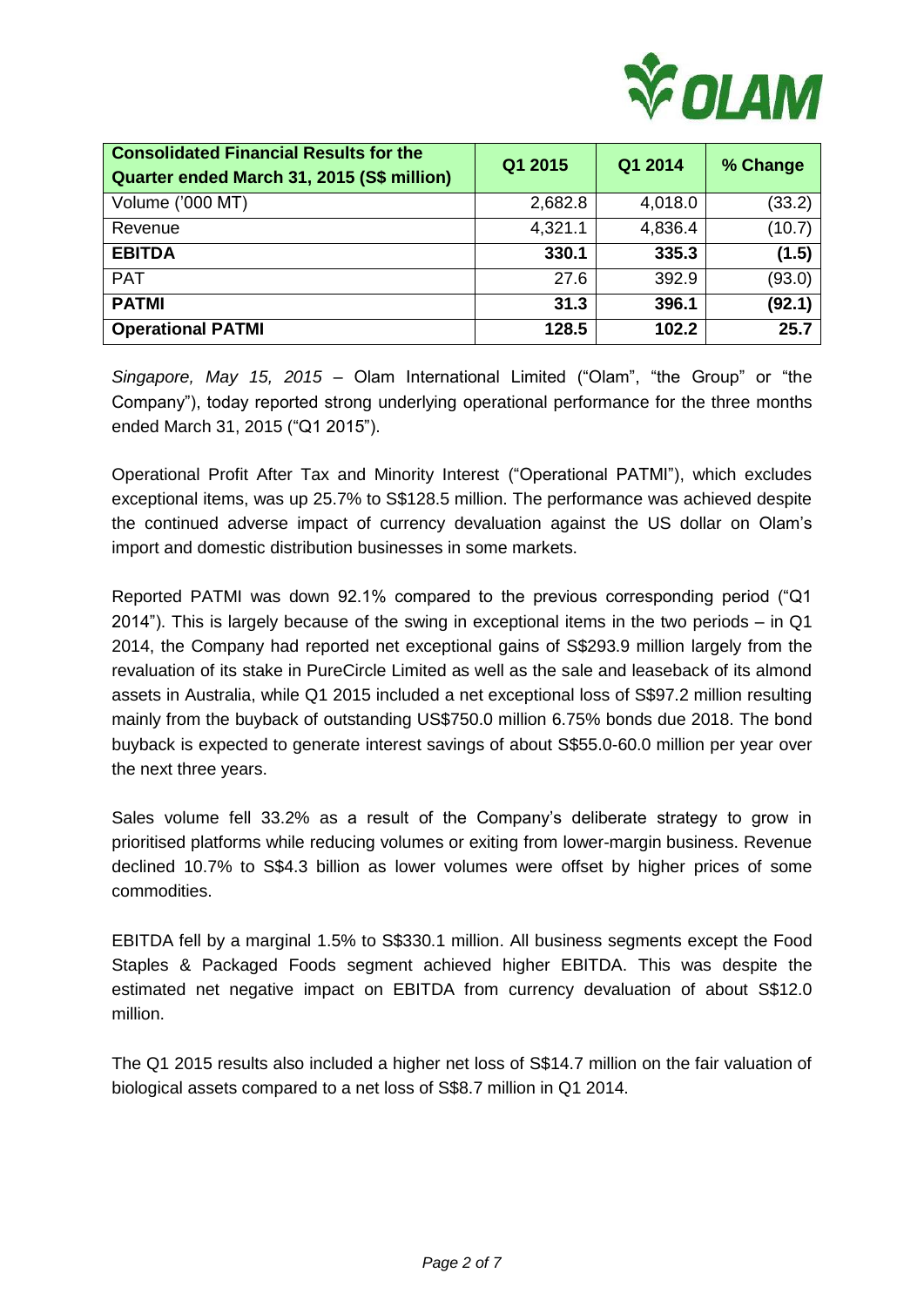| **Consolidated Financial Results for the Quarter ended March 31, 2015 (S$ million)** | Q1 2015 | Q1 2014 | % Change |
|---|---|---|---|
| Volume ('000 MT) | 2,682.8 | 4,018.0 | (33.2) |
| Revenue | 4,321.1 | 4,836.4 | (10.7) |
| **EBITDA** | **330.1** | **335.3** | **(1.5)** |
| PAT | 27.6 | 392.9 | (93.0) |
| **PATMI** | **31.3** | **396.1** | **(92.1)** |
| **Operational PATMI** | **128.5** | **102.2** | **25.7** |

*Singapore, May 15, 2015* – Olam International Limited ("Olam", "the Group" or "the Company"), today reported strong underlying operational performance for the three months ended March 31, 2015 ("Q1 2015").

Operational Profit After Tax and Minority Interest ("Operational PATMI"), which excludes exceptional items, was up 25.7% to S$128.5 million. The performance was achieved despite the continued adverse impact of currency devaluation against the US dollar on Olam's import and domestic distribution businesses in some markets.

Reported PATMI was down 92.1% compared to the previous corresponding period ("Q1 2014"). This is largely because of the swing in exceptional items in the two periods – in Q1 2014, the Company had reported net exceptional gains of S$293.9 million largely from the revaluation of its stake in PureCircle Limited as well as the sale and leaseback of its almond assets in Australia, while Q1 2015 included a net exceptional loss of S$97.2 million resulting mainly from the buyback of outstanding US$750.0 million 6.75% bonds due 2018. The bond buyback is expected to generate interest savings of about S$55.0-60.0 million per year over the next three years.

Sales volume fell 33.2% as a result of the Company's deliberate strategy to grow in prioritised platforms while reducing volumes or exiting from lower-margin business. Revenue declined 10.7% to S$4.3 billion as lower volumes were offset by higher prices of some commodities.

EBITDA fell by a marginal 1.5% to S$330.1 million. All business segments except the Food Staples & Packaged Foods segment achieved higher EBITDA. This was despite the estimated net negative impact on EBITDA from currency devaluation of about S$12.0 million.

The Q1 2015 results also included a higher net loss of S$14.7 million on the fair valuation of biological assets compared to a net loss of S$8.7 million in Q1 2014.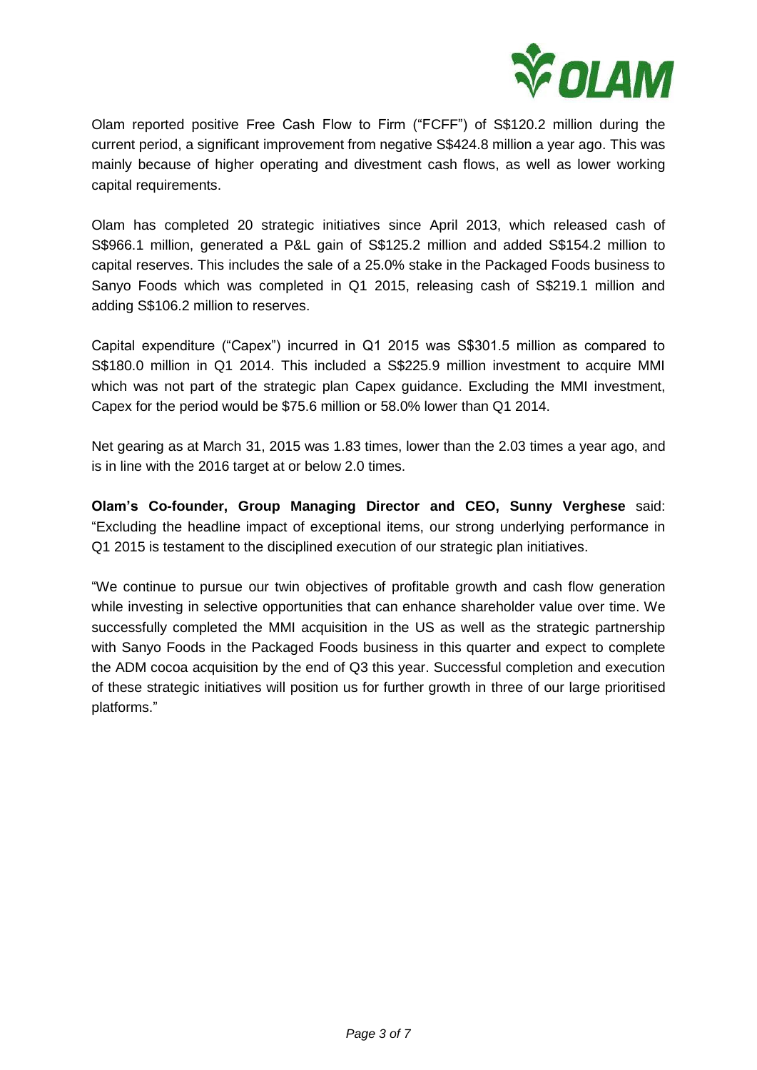Olam reported positive Free Cash Flow to Firm ("FCFF") of S$120.2 million during the current period, a significant improvement from negative S$424.8 million a year ago. This was mainly because of higher operating and divestment cash flows, as well as lower working capital requirements.

Olam has completed 20 strategic initiatives since April 2013, which released cash of S$966.1 million, generated a P&L gain of S$125.2 million and added S$154.2 million to capital reserves. This includes the sale of a 25.0% stake in the Packaged Foods business to Sanyo Foods which was completed in Q1 2015, releasing cash of S$219.1 million and adding S$106.2 million to reserves.

Capital expenditure ("Capex") incurred in Q1 2015 was S$301.5 million as compared to S$180.0 million in Q1 2014. This included a S$225.9 million investment to acquire MMI which was not part of the strategic plan Capex guidance. Excluding the MMI investment, Capex for the period would be $75.6 million or 58.0% lower than Q1 2014.

Net gearing as at March 31, 2015 was 1.83 times, lower than the 2.03 times a year ago, and is in line with the 2016 target at or below 2.0 times.

**Olam's Co-founder, Group Managing Director and CEO, Sunny Verghese** said: "Excluding the headline impact of exceptional items, our strong underlying performance in Q1 2015 is testament to the disciplined execution of our strategic plan initiatives.

"We continue to pursue our twin objectives of profitable growth and cash flow generation while investing in selective opportunities that can enhance shareholder value over time. We successfully completed the MMI acquisition in the US as well as the strategic partnership with Sanyo Foods in the Packaged Foods business in this quarter and expect to complete the ADM cocoa acquisition by the end of Q3 this year. Successful completion and execution of these strategic initiatives will position us for further growth in three of our large prioritised platforms."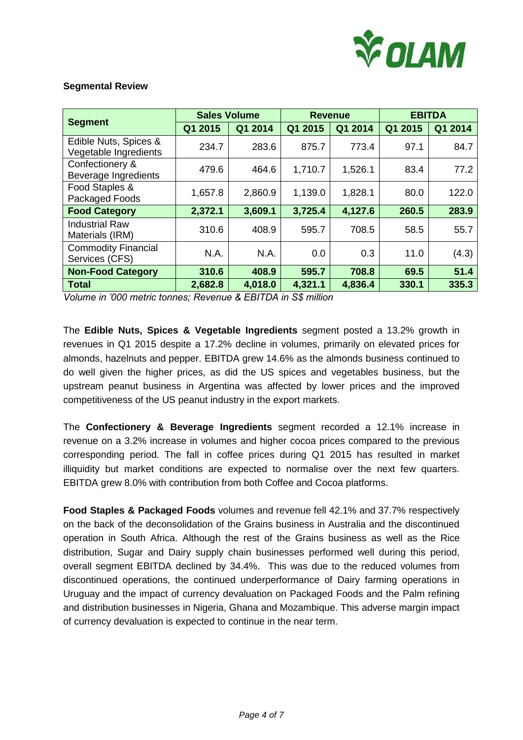**Segmental Review**

| Segment | Sales Volume | | Revenue | | EBITDA | |
|---|---|---|---|---|---|---|
| | Q1 2015 | Q1 2014 | Q1 2015 | Q1 2014 | Q1 2015 | Q1 2014 |
| Edible Nuts, Spices & Vegetable Ingredients | 234.7 | 283.6 | 875.7 | 773.4 | 97.1 | 84.7 |
| Confectionery & Beverage Ingredients | 479.6 | 464.6 | 1,710.7 | 1,526.1 | 83.4 | 77.2 |
| Food Staples & Packaged Foods | 1,657.8 | 2,860.9 | 1,139.0 | 1,828.1 | 80.0 | 122.0 |
| **Food Category** | **2,372.1** | **3,609.1** | **3,725.4** | **4,127.6** | **260.5** | **283.9** |
| Industrial Raw Materials (IRM) | 310.6 | 408.9 | 595.7 | 708.5 | 58.5 | 55.7 |
| Commodity Financial Services (CFS) | N.A. | N.A. | 0.0 | 0.3 | 11.0 | (4.3) |
| **Non-Food Category** | **310.6** | **408.9** | **595.7** | **708.8** | **69.5** | **51.4** |
| **Total** | **2,682.8** | **4,018.0** | **4,321.1** | **4,836.4** | **330.1** | **335.3** |

*Volume in '000 metric tonnes; Revenue & EBITDA in S$ million*

The **Edible Nuts, Spices & Vegetable Ingredients** segment posted a 13.2% growth in revenues in Q1 2015 despite a 17.2% decline in volumes, primarily on elevated prices for almonds, hazelnuts and pepper. EBITDA grew 14.6% as the almonds business continued to do well given the higher prices, as did the US spices and vegetables business, but the upstream peanut business in Argentina was affected by lower prices and the improved competitiveness of the US peanut industry in the export markets.

The **Confectionery & Beverage Ingredients** segment recorded a 12.1% increase in revenue on a 3.2% increase in volumes and higher cocoa prices compared to the previous corresponding period. The fall in coffee prices during Q1 2015 has resulted in market illiquidity but market conditions are expected to normalise over the next few quarters. EBITDA grew 8.0% with contribution from both Coffee and Cocoa platforms.

**Food Staples & Packaged Foods** volumes and revenue fell 42.1% and 37.7% respectively on the back of the deconsolidation of the Grains business in Australia and the discontinued operation in South Africa. Although the rest of the Grains business as well as the Rice distribution, Sugar and Dairy supply chain businesses performed well during this period, overall segment EBITDA declined by 34.4%. This was due to the reduced volumes from discontinued operations, the continued underperformance of Dairy farming operations in Uruguay and the impact of currency devaluation on Packaged Foods and the Palm refining and distribution businesses in Nigeria, Ghana and Mozambique. This adverse margin impact of currency devaluation is expected to continue in the near term.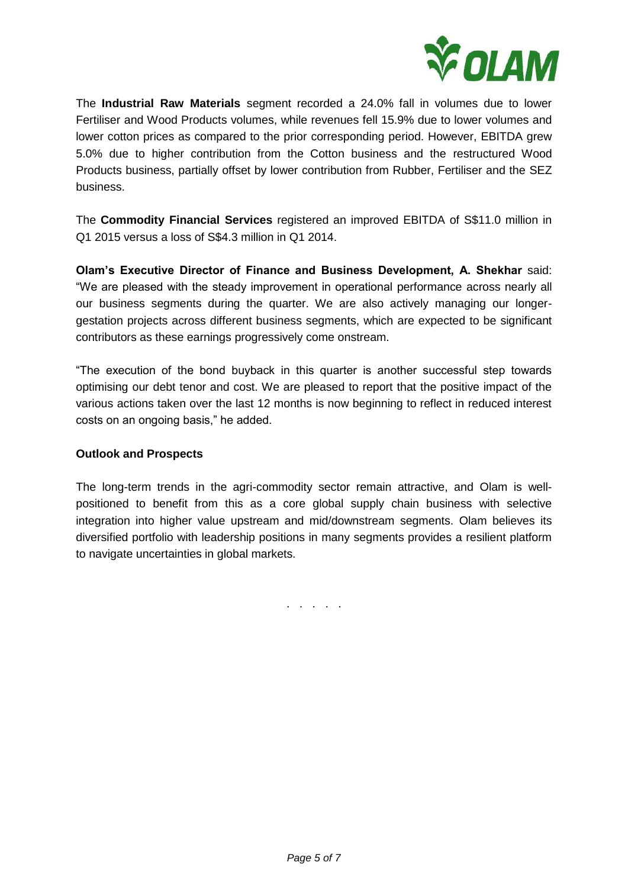The **Industrial Raw Materials** segment recorded a 24.0% fall in volumes due to lower Fertiliser and Wood Products volumes, while revenues fell 15.9% due to lower volumes and lower cotton prices as compared to the prior corresponding period. However, EBITDA grew 5.0% due to higher contribution from the Cotton business and the restructured Wood Products business, partially offset by lower contribution from Rubber, Fertiliser and the SEZ business.

The **Commodity Financial Services** registered an improved EBITDA of S$11.0 million in Q1 2015 versus a loss of S$4.3 million in Q1 2014.

**Olam's Executive Director of Finance and Business Development, A. Shekhar** said: "We are pleased with the steady improvement in operational performance across nearly all our business segments during the quarter. We are also actively managing our longer-gestation projects across different business segments, which are expected to be significant contributors as these earnings progressively come onstream.

"The execution of the bond buyback in this quarter is another successful step towards optimising our debt tenor and cost. We are pleased to report that the positive impact of the various actions taken over the last 12 months is now beginning to reflect in reduced interest costs on an ongoing basis," he added.

**Outlook and Prospects**

The long-term trends in the agri-commodity sector remain attractive, and Olam is well-positioned to benefit from this as a core global supply chain business with selective integration into higher value upstream and mid/downstream segments. Olam believes its diversified portfolio with leadership positions in many segments provides a resilient platform to navigate uncertainties in global markets.

. . . . .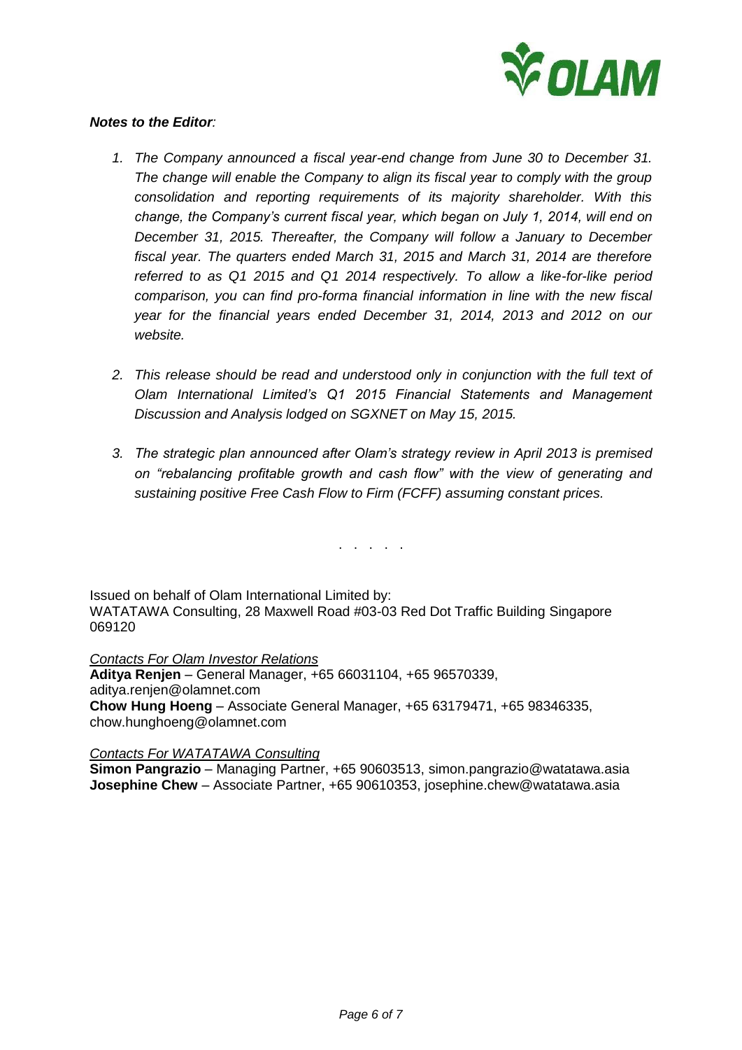***Notes to the Editor****:*

1. *The Company announced a fiscal year-end change from June 30 to December 31. The change will enable the Company to align its fiscal year to comply with the group consolidation and reporting requirements of its majority shareholder. With this change, the Company's current fiscal year, which began on July 1, 2014, will end on December 31, 2015. Thereafter, the Company will follow a January to December fiscal year. The quarters ended March 31, 2015 and March 31, 2014 are therefore referred to as Q1 2015 and Q1 2014 respectively. To allow a like-for-like period comparison, you can find pro-forma financial information in line with the new fiscal year for the financial years ended December 31, 2014, 2013 and 2012 on our website.*

2. *This release should be read and understood only in conjunction with the full text of Olam International Limited's Q1 2015 Financial Statements and Management Discussion and Analysis lodged on SGXNET on May 15, 2015.*

3. *The strategic plan announced after Olam's strategy review in April 2013 is premised on "rebalancing profitable growth and cash flow" with the view of generating and sustaining positive Free Cash Flow to Firm (FCFF) assuming constant prices.*

. . . . .

Issued on behalf of Olam International Limited by:
WATATAWA Consulting, 28 Maxwell Road #03-03 Red Dot Traffic Building Singapore 069120

<u>*Contacts For Olam Investor Relations*</u>
**Aditya Renjen** – General Manager, +65 66031104, +65 96570339, aditya.renjen@olamnet.com
**Chow Hung Hoeng** – Associate General Manager, +65 63179471, +65 98346335, chow.hunghoeng@olamnet.com

<u>*Contacts For WATATAWA Consulting*</u>
**Simon Pangrazio** – Managing Partner, +65 90603513, simon.pangrazio@watatawa.asia
**Josephine Chew** – Associate Partner, +65 90610353, josephine.chew@watatawa.asia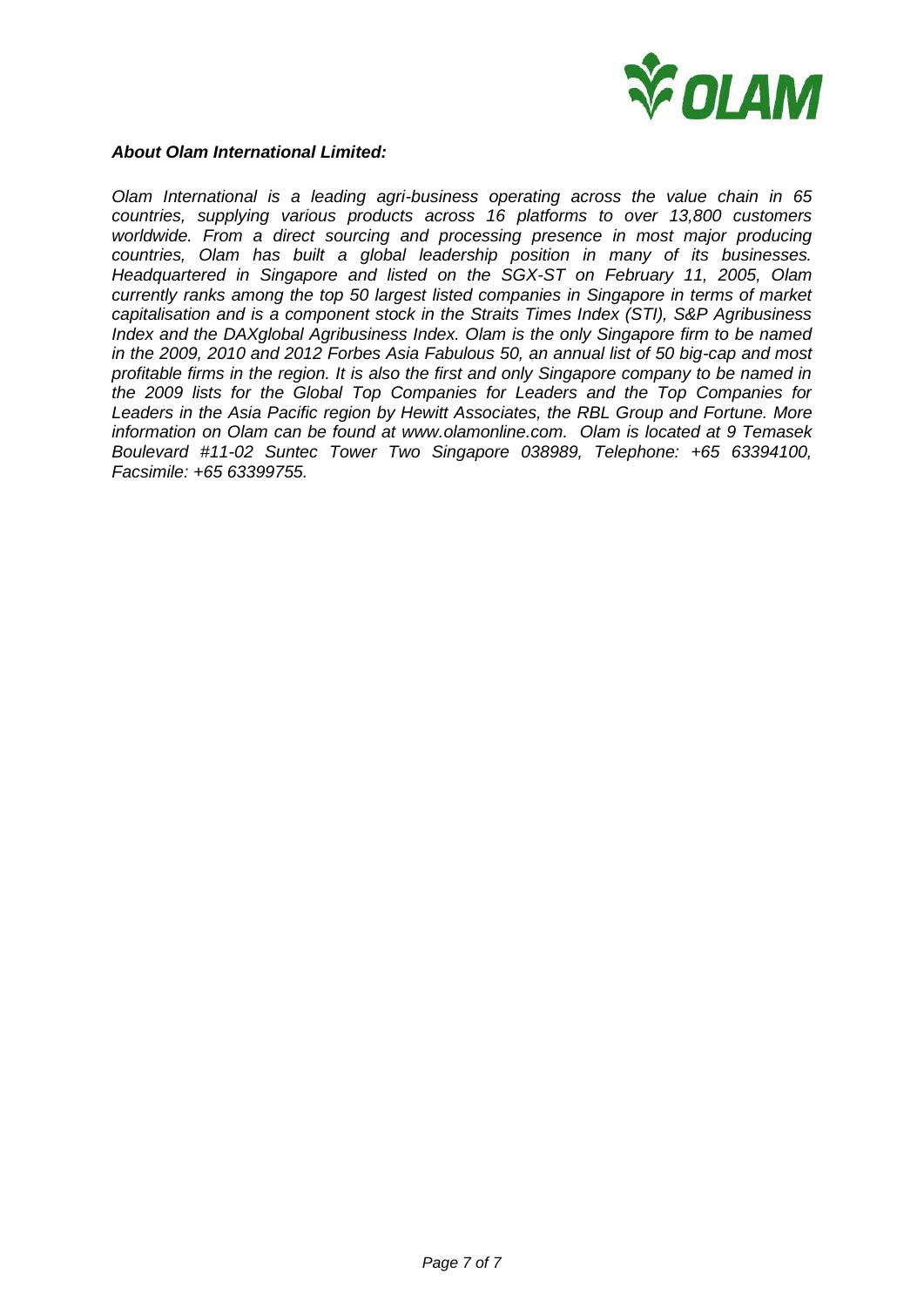***About Olam International Limited:***

*Olam International is a leading agri-business operating across the value chain in 65 countries, supplying various products across 16 platforms to over 13,800 customers worldwide. From a direct sourcing and processing presence in most major producing countries, Olam has built a global leadership position in many of its businesses. Headquartered in Singapore and listed on the SGX-ST on February 11, 2005, Olam currently ranks among the top 50 largest listed companies in Singapore in terms of market capitalisation and is a component stock in the Straits Times Index (STI), S&P Agribusiness Index and the DAXglobal Agribusiness Index. Olam is the only Singapore firm to be named in the 2009, 2010 and 2012 Forbes Asia Fabulous 50, an annual list of 50 big-cap and most profitable firms in the region. It is also the first and only Singapore company to be named in the 2009 lists for the Global Top Companies for Leaders and the Top Companies for Leaders in the Asia Pacific region by Hewitt Associates, the RBL Group and Fortune. More information on Olam can be found at www.olamonline.com. Olam is located at 9 Temasek Boulevard #11-02 Suntec Tower Two Singapore 038989, Telephone: +65 63394100, Facsimile: +65 63399755.*